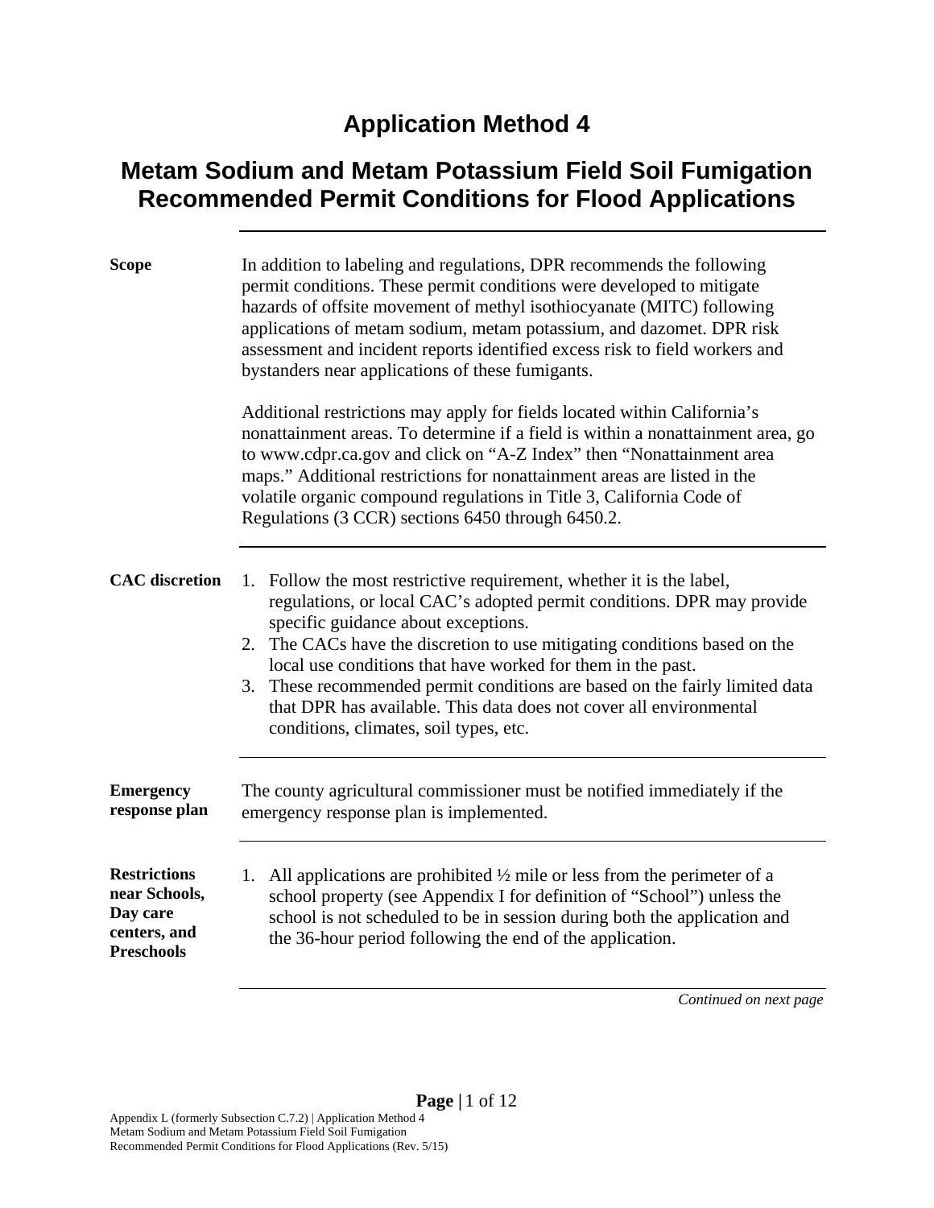# Application Method 4

## Metam Sodium and Metam Potassium Field Soil Fumigation Recommended Permit Conditions for Flood Applications

**Scope**

In addition to labeling and regulations, DPR recommends the following permit conditions. These permit conditions were developed to mitigate hazards of offsite movement of methyl isothiocyanate (MITC) following applications of metam sodium, metam potassium, and dazomet. DPR risk assessment and incident reports identified excess risk to field workers and bystanders near applications of these fumigants.

Additional restrictions may apply for fields located within California's nonattainment areas. To determine if a field is within a nonattainment area, go to www.cdpr.ca.gov and click on "A-Z Index" then "Nonattainment area maps." Additional restrictions for nonattainment areas are listed in the volatile organic compound regulations in Title 3, California Code of Regulations (3 CCR) sections 6450 through 6450.2.

**CAC discretion**

1. Follow the most restrictive requirement, whether it is the label, regulations, or local CAC's adopted permit conditions. DPR may provide specific guidance about exceptions.
2. The CACs have the discretion to use mitigating conditions based on the local use conditions that have worked for them in the past.
3. These recommended permit conditions are based on the fairly limited data that DPR has available. This data does not cover all environmental conditions, climates, soil types, etc.

**Emergency response plan**

The county agricultural commissioner must be notified immediately if the emergency response plan is implemented.

**Restrictions near Schools, Day care centers, and Preschools**

1. All applications are prohibited ½ mile or less from the perimeter of a school property (see Appendix I for definition of "School") unless the school is not scheduled to be in session during both the application and the 36-hour period following the end of the application.

*Continued on next page*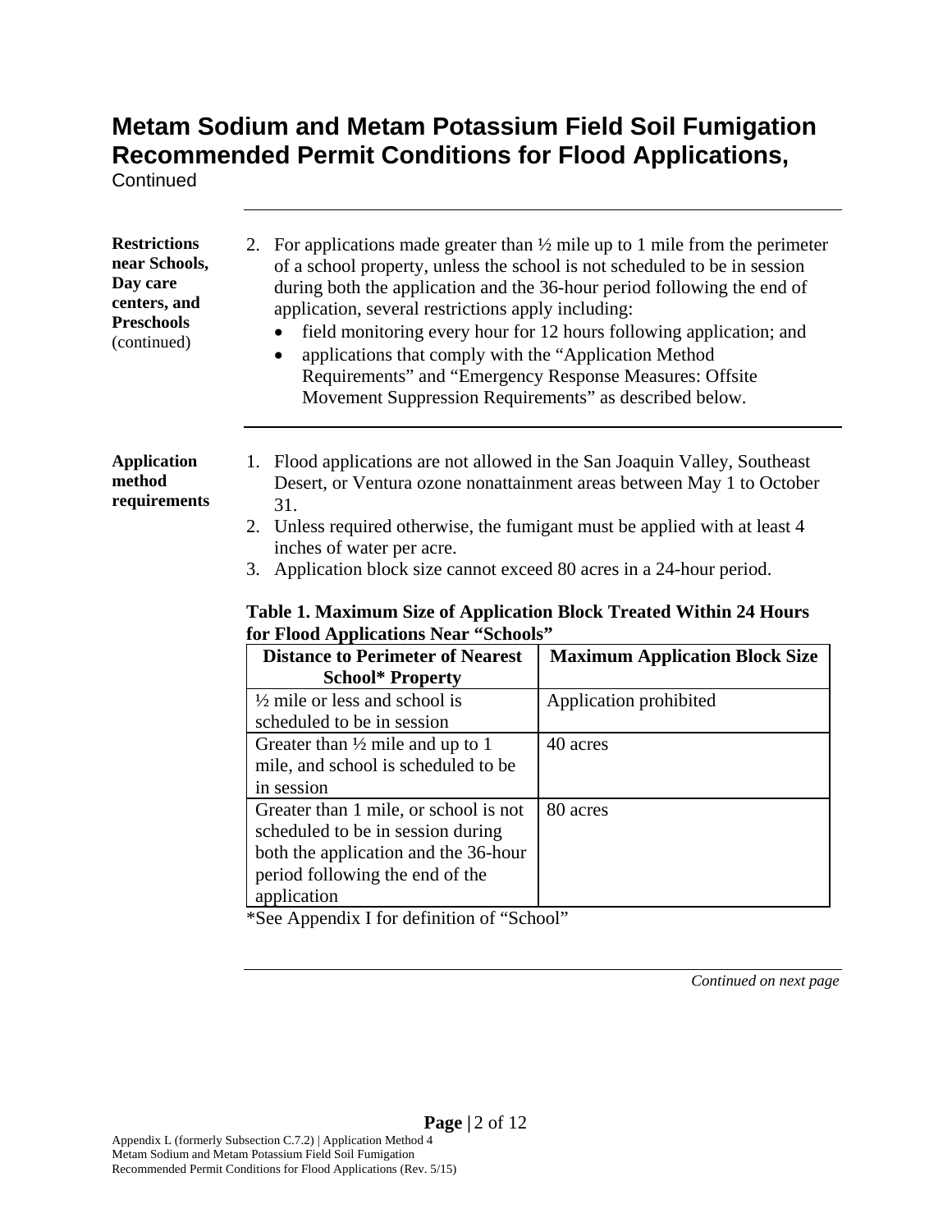# Metam Sodium and Metam Potassium Field Soil Fumigation Recommended Permit Conditions for Flood Applications,

Continued

---

**Restrictions near Schools, Day care centers, and Preschools** (continued)

2. For applications made greater than ½ mile up to 1 mile from the perimeter of a school property, unless the school is not scheduled to be in session during both the application and the 36-hour period following the end of application, several restrictions apply including:
   - field monitoring every hour for 12 hours following application; and
   - applications that comply with the "Application Method Requirements" and "Emergency Response Measures: Offsite Movement Suppression Requirements" as described below.

---

**Application method requirements**

1. Flood applications are not allowed in the San Joaquin Valley, Southeast Desert, or Ventura ozone nonattainment areas between May 1 to October 31.
2. Unless required otherwise, the fumigant must be applied with at least 4 inches of water per acre.
3. Application block size cannot exceed 80 acres in a 24-hour period.

**Table 1. Maximum Size of Application Block Treated Within 24 Hours for Flood Applications Near "Schools"**

| Distance to Perimeter of Nearest School* Property | Maximum Application Block Size |
|---|---|
| ½ mile or less and school is scheduled to be in session | Application prohibited |
| Greater than ½ mile and up to 1 mile, and school is scheduled to be in session | 40 acres |
| Greater than 1 mile, or school is not scheduled to be in session during both the application and the 36-hour period following the end of the application | 80 acres |

*See Appendix I for definition of "School"

*Continued on next page*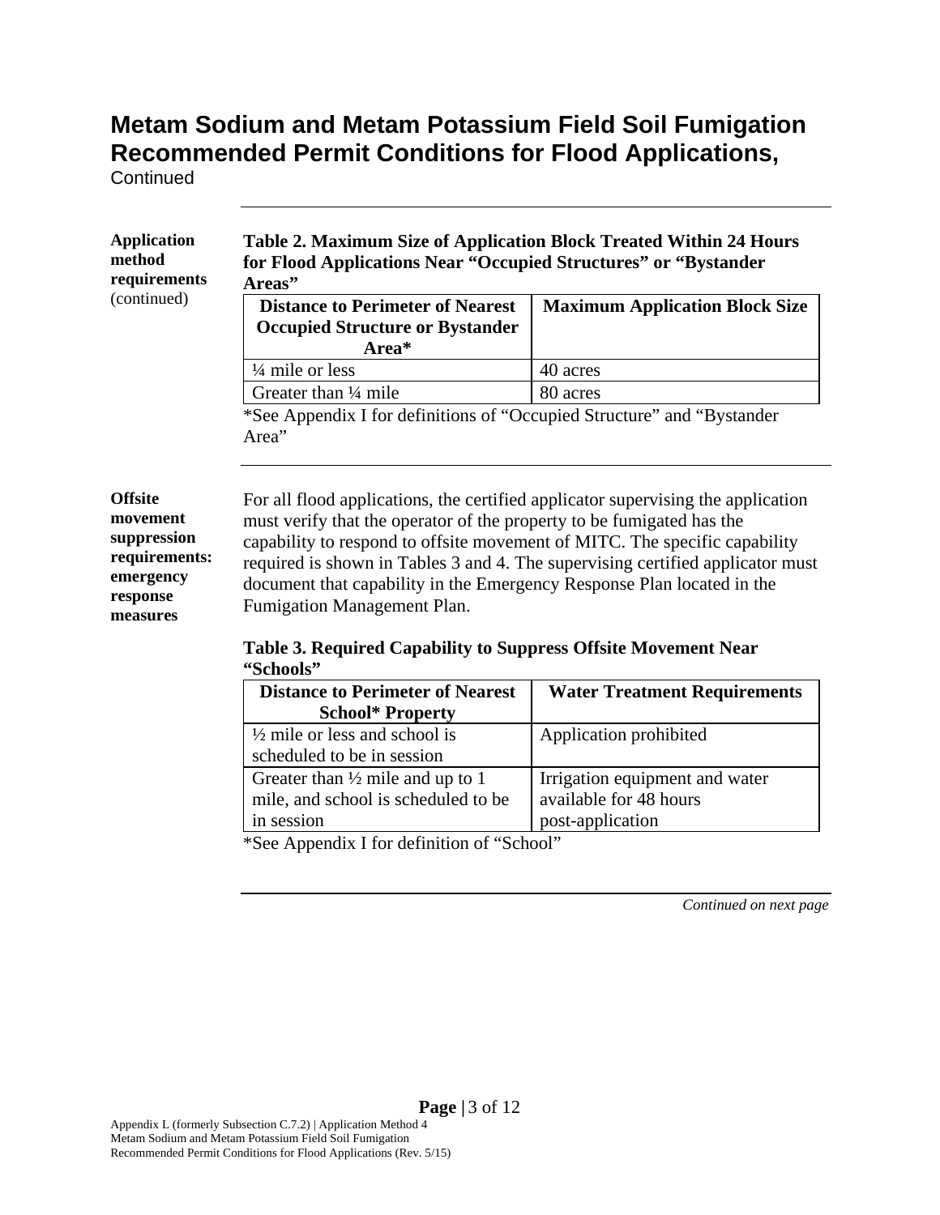# Metam Sodium and Metam Potassium Field Soil Fumigation Recommended Permit Conditions for Flood Applications,

Continued

---

**Application method requirements** (continued)

**Table 2. Maximum Size of Application Block Treated Within 24 Hours for Flood Applications Near "Occupied Structures" or "Bystander Areas"**

| Distance to Perimeter of Nearest Occupied Structure or Bystander Area* | Maximum Application Block Size |
|---|---|
| ¼ mile or less | 40 acres |
| Greater than ¼ mile | 80 acres |

*See Appendix I for definitions of "Occupied Structure" and "Bystander Area"

---

**Offsite movement suppression requirements: emergency response measures**

For all flood applications, the certified applicator supervising the application must verify that the operator of the property to be fumigated has the capability to respond to offsite movement of MITC. The specific capability required is shown in Tables 3 and 4. The supervising certified applicator must document that capability in the Emergency Response Plan located in the Fumigation Management Plan.

**Table 3. Required Capability to Suppress Offsite Movement Near "Schools"**

| Distance to Perimeter of Nearest School* Property | Water Treatment Requirements |
|---|---|
| ½ mile or less and school is scheduled to be in session | Application prohibited |
| Greater than ½ mile and up to 1 mile, and school is scheduled to be in session | Irrigation equipment and water available for 48 hours post-application |

*See Appendix I for definition of "School"

---

*Continued on next page*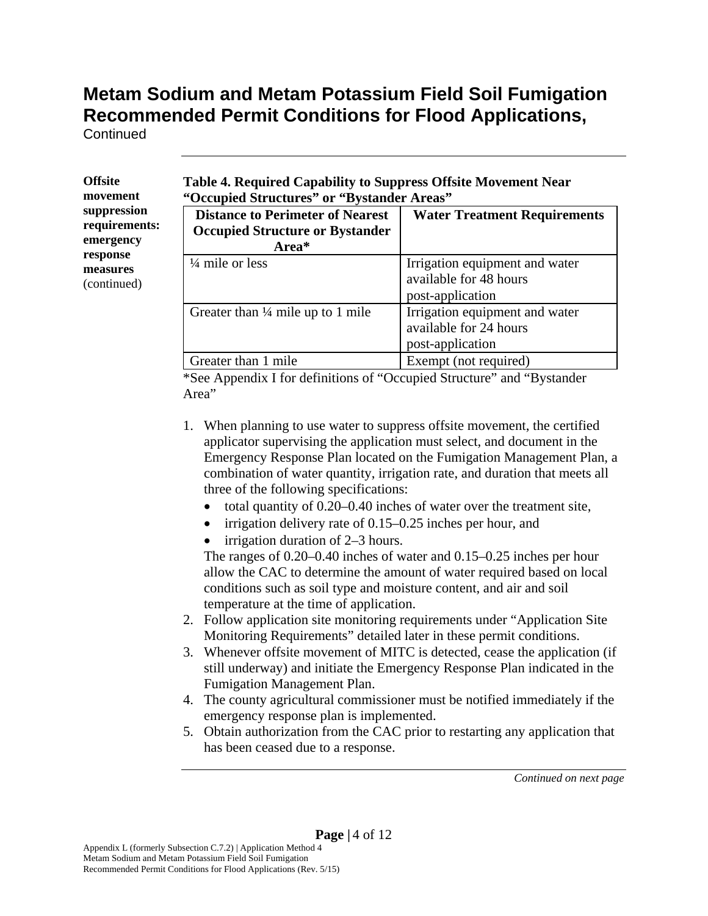# Metam Sodium and Metam Potassium Field Soil Fumigation Recommended Permit Conditions for Flood Applications,

Continued

**Offsite movement suppression requirements: emergency response measures** (continued)

**Table 4. Required Capability to Suppress Offsite Movement Near "Occupied Structures" or "Bystander Areas"**

| Distance to Perimeter of Nearest Occupied Structure or Bystander Area* | Water Treatment Requirements |
|---|---|
| ¼ mile or less | Irrigation equipment and water available for 48 hours post-application |
| Greater than ¼ mile up to 1 mile | Irrigation equipment and water available for 24 hours post-application |
| Greater than 1 mile | Exempt (not required) |

*See Appendix I for definitions of "Occupied Structure" and "Bystander Area"

1. When planning to use water to suppress offsite movement, the certified applicator supervising the application must select, and document in the Emergency Response Plan located on the Fumigation Management Plan, a combination of water quantity, irrigation rate, and duration that meets all three of the following specifications:
   - total quantity of 0.20–0.40 inches of water over the treatment site,
   - irrigation delivery rate of 0.15–0.25 inches per hour, and
   - irrigation duration of 2–3 hours.

   The ranges of 0.20–0.40 inches of water and 0.15–0.25 inches per hour allow the CAC to determine the amount of water required based on local conditions such as soil type and moisture content, and air and soil temperature at the time of application.
2. Follow application site monitoring requirements under "Application Site Monitoring Requirements" detailed later in these permit conditions.
3. Whenever offsite movement of MITC is detected, cease the application (if still underway) and initiate the Emergency Response Plan indicated in the Fumigation Management Plan.
4. The county agricultural commissioner must be notified immediately if the emergency response plan is implemented.
5. Obtain authorization from the CAC prior to restarting any application that has been ceased due to a response.

*Continued on next page*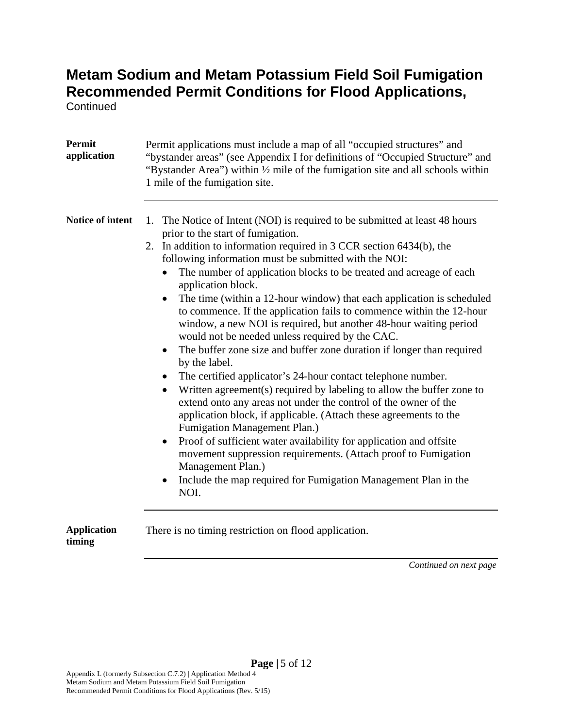# Metam Sodium and Metam Potassium Field Soil Fumigation Recommended Permit Conditions for Flood Applications,

Continued

---

**Permit application**

Permit applications must include a map of all “occupied structures” and “bystander areas” (see Appendix I for definitions of “Occupied Structure” and “Bystander Area”) within ½ mile of the fumigation site and all schools within 1 mile of the fumigation site.

---

**Notice of intent**

1. The Notice of Intent (NOI) is required to be submitted at least 48 hours prior to the start of fumigation.
2. In addition to information required in 3 CCR section 6434(b), the following information must be submitted with the NOI:
   - The number of application blocks to be treated and acreage of each application block.
   - The time (within a 12-hour window) that each application is scheduled to commence. If the application fails to commence within the 12-hour window, a new NOI is required, but another 48-hour waiting period would not be needed unless required by the CAC.
   - The buffer zone size and buffer zone duration if longer than required by the label.
   - The certified applicator’s 24-hour contact telephone number.
   - Written agreement(s) required by labeling to allow the buffer zone to extend onto any areas not under the control of the owner of the application block, if applicable. (Attach these agreements to the Fumigation Management Plan.)
   - Proof of sufficient water availability for application and offsite movement suppression requirements. (Attach proof to Fumigation Management Plan.)
   - Include the map required for Fumigation Management Plan in the NOI.

---

**Application timing**

There is no timing restriction on flood application.

*Continued on next page*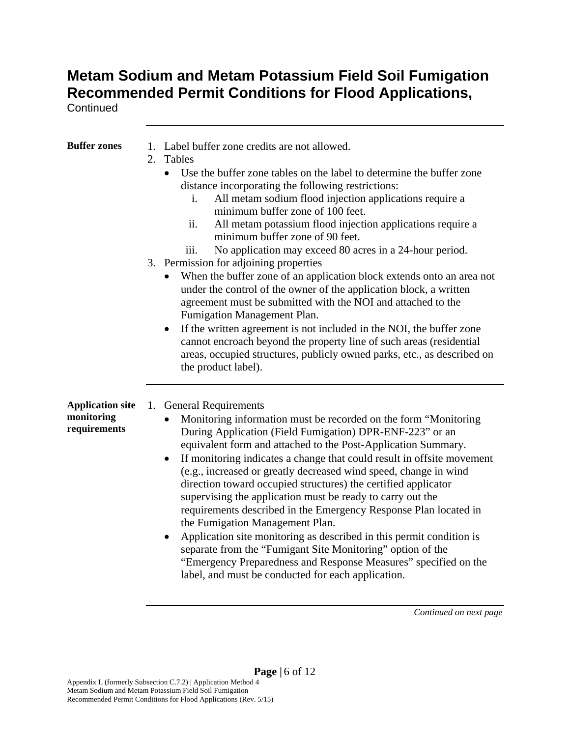# Metam Sodium and Metam Potassium Field Soil Fumigation Recommended Permit Conditions for Flood Applications,

Continued

**Buffer zones**

1. Label buffer zone credits are not allowed.
2. Tables
   - Use the buffer zone tables on the label to determine the buffer zone distance incorporating the following restrictions:
     1. All metam sodium flood injection applications require a minimum buffer zone of 100 feet.
     2. All metam potassium flood injection applications require a minimum buffer zone of 90 feet.
     3. No application may exceed 80 acres in a 24-hour period.
3. Permission for adjoining properties
   - When the buffer zone of an application block extends onto an area not under the control of the owner of the application block, a written agreement must be submitted with the NOI and attached to the Fumigation Management Plan.
   - If the written agreement is not included in the NOI, the buffer zone cannot encroach beyond the property line of such areas (residential areas, occupied structures, publicly owned parks, etc., as described on the product label).

**Application site monitoring requirements**

1. General Requirements
   - Monitoring information must be recorded on the form "Monitoring During Application (Field Fumigation) DPR-ENF-223" or an equivalent form and attached to the Post-Application Summary.
   - If monitoring indicates a change that could result in offsite movement (e.g., increased or greatly decreased wind speed, change in wind direction toward occupied structures) the certified applicator supervising the application must be ready to carry out the requirements described in the Emergency Response Plan located in the Fumigation Management Plan.
   - Application site monitoring as described in this permit condition is separate from the "Fumigant Site Monitoring" option of the "Emergency Preparedness and Response Measures" specified on the label, and must be conducted for each application.

*Continued on next page*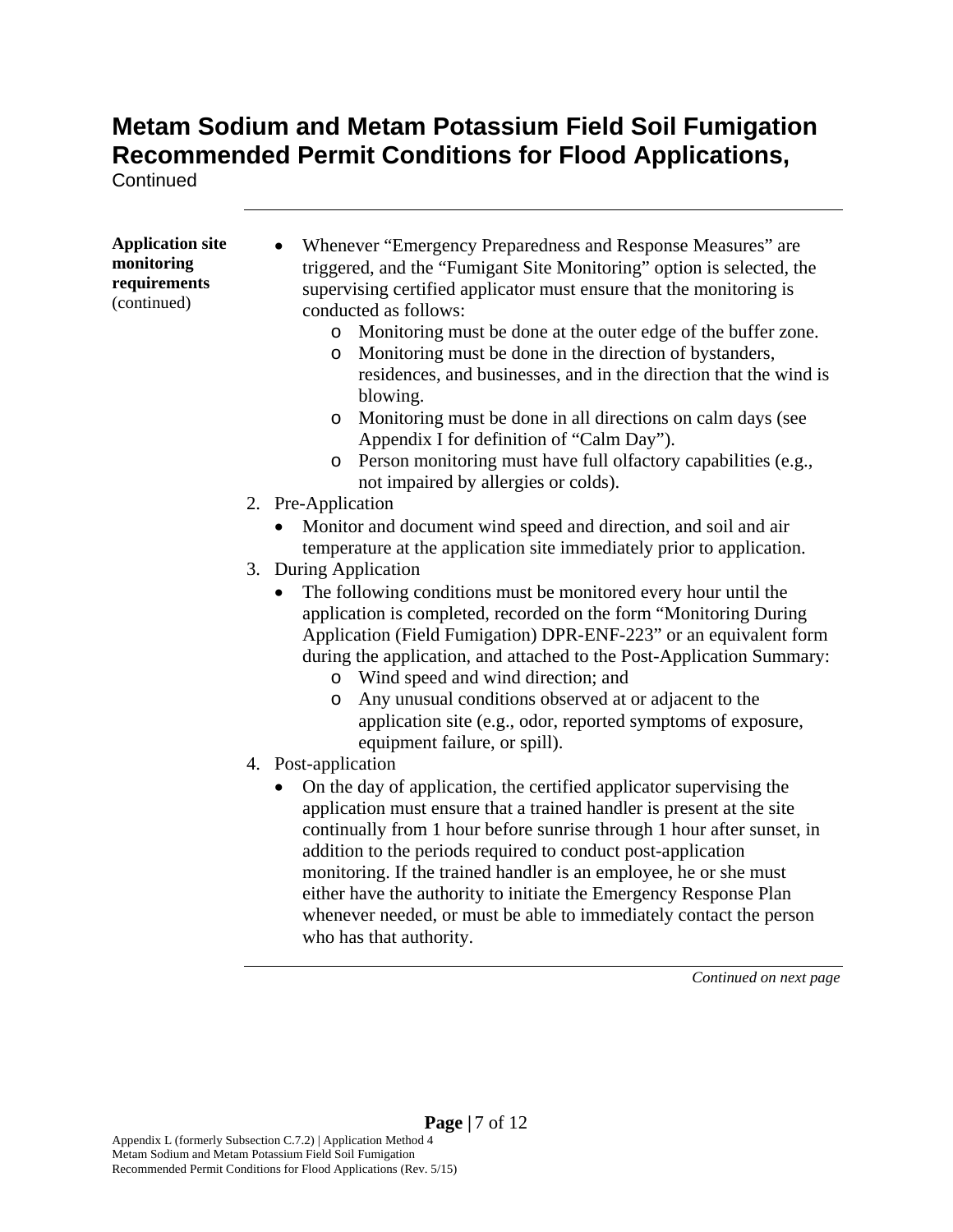# Metam Sodium and Metam Potassium Field Soil Fumigation Recommended Permit Conditions for Flood Applications,

Continued

---

**Application site monitoring requirements** (continued)

- Whenever "Emergency Preparedness and Response Measures" are triggered, and the "Fumigant Site Monitoring" option is selected, the supervising certified applicator must ensure that the monitoring is conducted as follows:
  - Monitoring must be done at the outer edge of the buffer zone.
  - Monitoring must be done in the direction of bystanders, residences, and businesses, and in the direction that the wind is blowing.
  - Monitoring must be done in all directions on calm days (see Appendix I for definition of "Calm Day").
  - Person monitoring must have full olfactory capabilities (e.g., not impaired by allergies or colds).

2. Pre-Application
   - Monitor and document wind speed and direction, and soil and air temperature at the application site immediately prior to application.
3. During Application
   - The following conditions must be monitored every hour until the application is completed, recorded on the form "Monitoring During Application (Field Fumigation) DPR-ENF-223" or an equivalent form during the application, and attached to the Post-Application Summary:
     - Wind speed and wind direction; and
     - Any unusual conditions observed at or adjacent to the application site (e.g., odor, reported symptoms of exposure, equipment failure, or spill).
4. Post-application
   - On the day of application, the certified applicator supervising the application must ensure that a trained handler is present at the site continually from 1 hour before sunrise through 1 hour after sunset, in addition to the periods required to conduct post-application monitoring. If the trained handler is an employee, he or she must either have the authority to initiate the Emergency Response Plan whenever needed, or must be able to immediately contact the person who has that authority.

*Continued on next page*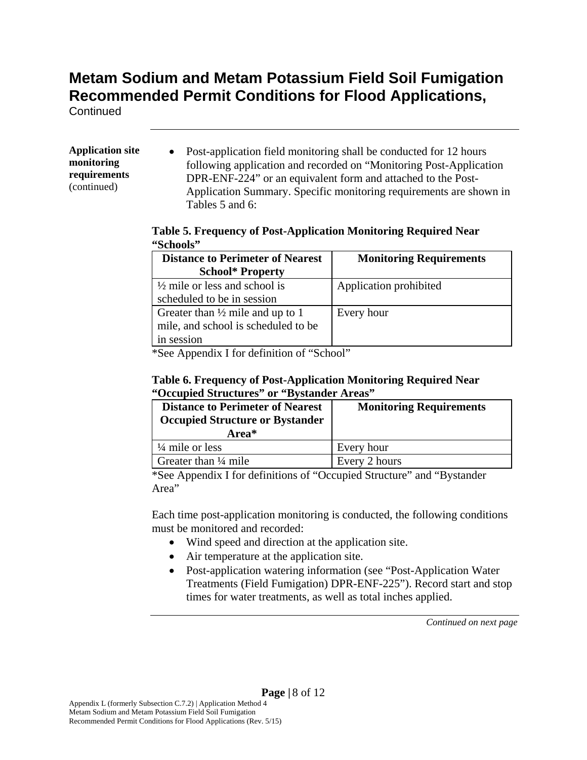# Metam Sodium and Metam Potassium Field Soil Fumigation Recommended Permit Conditions for Flood Applications,

Continued

**Application site monitoring requirements** (continued)

- Post-application field monitoring shall be conducted for 12 hours following application and recorded on "Monitoring Post-Application DPR-ENF-224" or an equivalent form and attached to the Post-Application Summary. Specific monitoring requirements are shown in Tables 5 and 6:

**Table 5. Frequency of Post-Application Monitoring Required Near "Schools"**

| Distance to Perimeter of Nearest School* Property | Monitoring Requirements |
| --- | --- |
| ½ mile or less and school is scheduled to be in session | Application prohibited |
| Greater than ½ mile and up to 1 mile, and school is scheduled to be in session | Every hour |

*See Appendix I for definition of "School"

**Table 6. Frequency of Post-Application Monitoring Required Near "Occupied Structures" or "Bystander Areas"**

| Distance to Perimeter of Nearest Occupied Structure or Bystander Area* | Monitoring Requirements |
| --- | --- |
| ¼ mile or less | Every hour |
| Greater than ¼ mile | Every 2 hours |

*See Appendix I for definitions of "Occupied Structure" and "Bystander Area"

Each time post-application monitoring is conducted, the following conditions must be monitored and recorded:

- Wind speed and direction at the application site.
- Air temperature at the application site.
- Post-application watering information (see "Post-Application Water Treatments (Field Fumigation) DPR-ENF-225"). Record start and stop times for water treatments, as well as total inches applied.

*Continued on next page*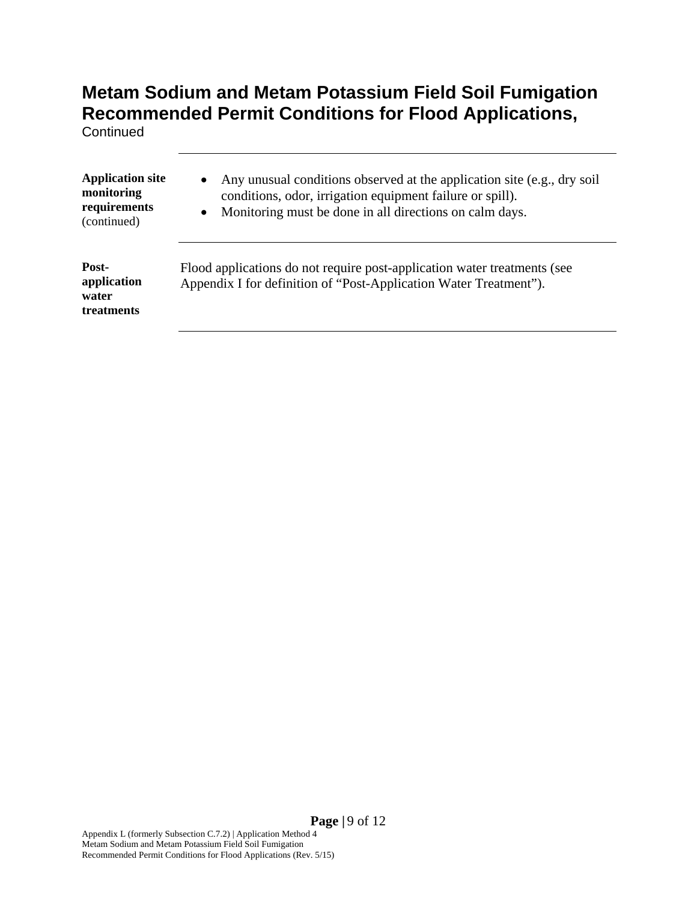# Metam Sodium and Metam Potassium Field Soil Fumigation Recommended Permit Conditions for Flood Applications,

Continued

| | |
|---|---|
| **Application site monitoring requirements** (continued) | • Any unusual conditions observed at the application site (e.g., dry soil conditions, odor, irrigation equipment failure or spill).<br>• Monitoring must be done in all directions on calm days. |
| **Post-application water treatments** | Flood applications do not require post-application water treatments (see Appendix I for definition of "Post-Application Water Treatment"). |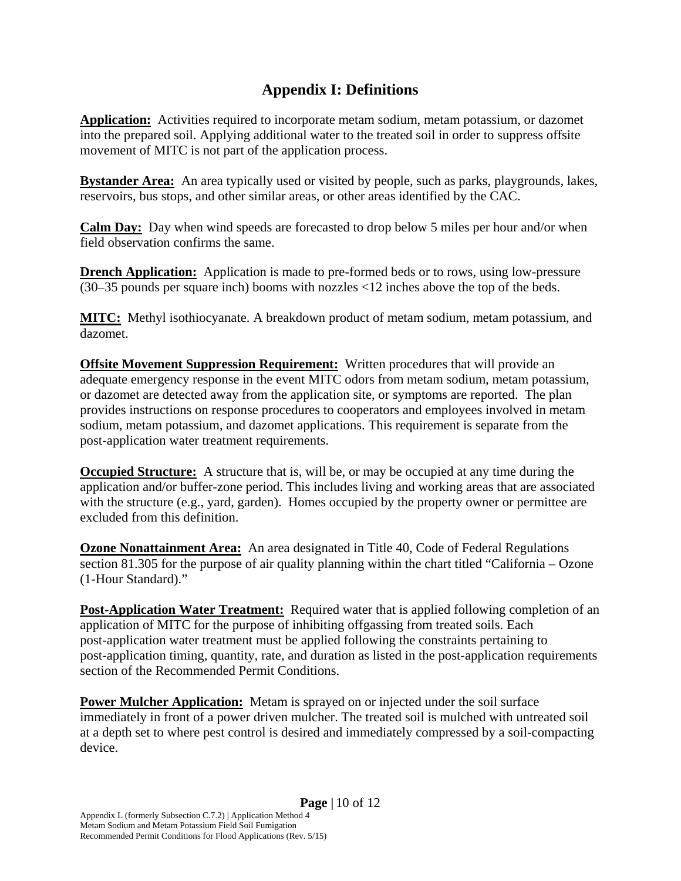## Appendix I: Definitions

**Application:** Activities required to incorporate metam sodium, metam potassium, or dazomet into the prepared soil. Applying additional water to the treated soil in order to suppress offsite movement of MITC is not part of the application process.

**Bystander Area:** An area typically used or visited by people, such as parks, playgrounds, lakes, reservoirs, bus stops, and other similar areas, or other areas identified by the CAC.

**Calm Day:** Day when wind speeds are forecasted to drop below 5 miles per hour and/or when field observation confirms the same.

**Drench Application:** Application is made to pre-formed beds or to rows, using low-pressure (30–35 pounds per square inch) booms with nozzles <12 inches above the top of the beds.

**MITC:** Methyl isothiocyanate. A breakdown product of metam sodium, metam potassium, and dazomet.

**Offsite Movement Suppression Requirement:** Written procedures that will provide an adequate emergency response in the event MITC odors from metam sodium, metam potassium, or dazomet are detected away from the application site, or symptoms are reported. The plan provides instructions on response procedures to cooperators and employees involved in metam sodium, metam potassium, and dazomet applications. This requirement is separate from the post-application water treatment requirements.

**Occupied Structure:** A structure that is, will be, or may be occupied at any time during the application and/or buffer-zone period. This includes living and working areas that are associated with the structure (e.g., yard, garden). Homes occupied by the property owner or permittee are excluded from this definition.

**Ozone Nonattainment Area:** An area designated in Title 40, Code of Federal Regulations section 81.305 for the purpose of air quality planning within the chart titled "California – Ozone (1-Hour Standard)."

**Post-Application Water Treatment:** Required water that is applied following completion of an application of MITC for the purpose of inhibiting offgassing from treated soils. Each post-application water treatment must be applied following the constraints pertaining to post-application timing, quantity, rate, and duration as listed in the post-application requirements section of the Recommended Permit Conditions.

**Power Mulcher Application:** Metam is sprayed on or injected under the soil surface immediately in front of a power driven mulcher. The treated soil is mulched with untreated soil at a depth set to where pest control is desired and immediately compressed by a soil-compacting device.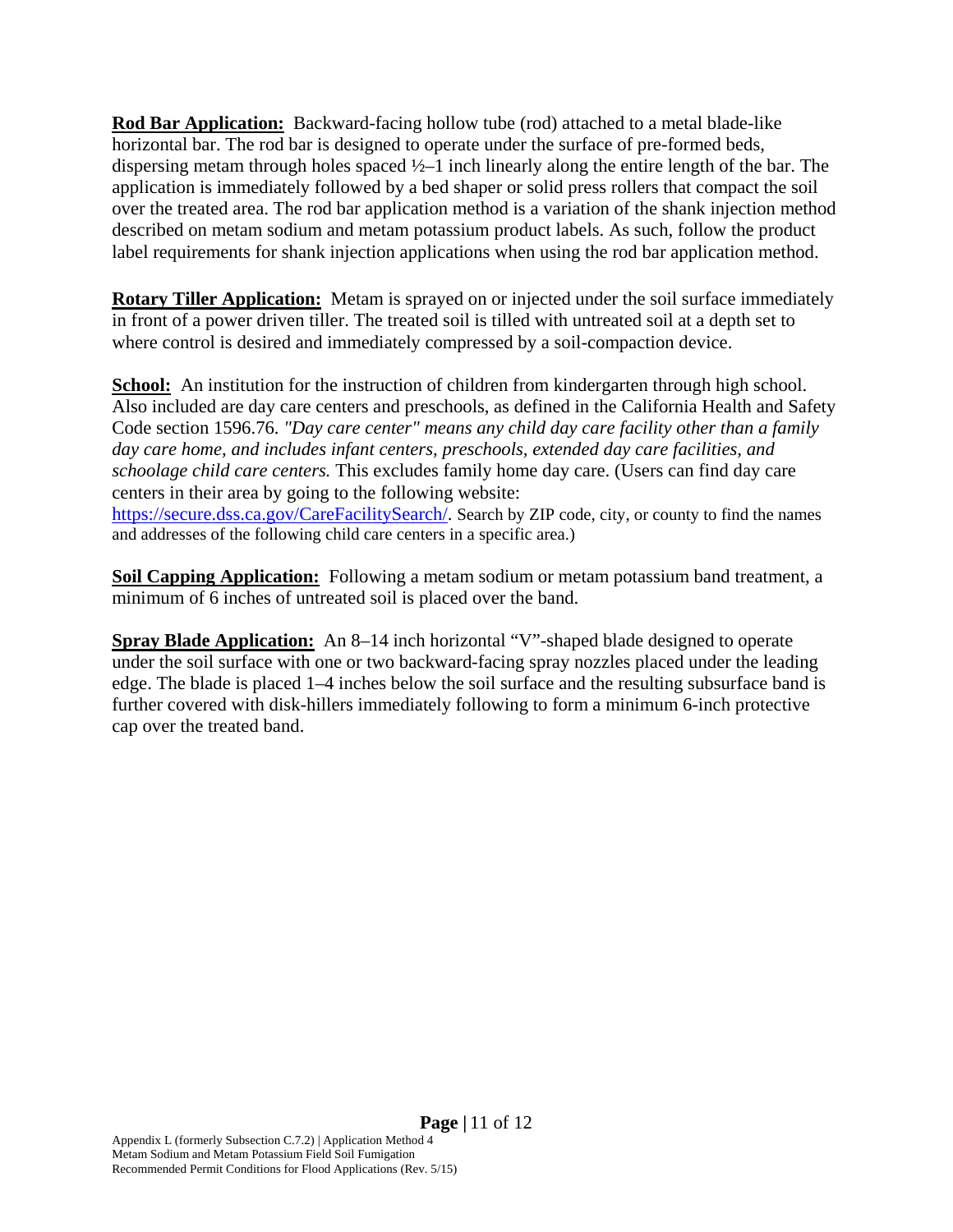**Rod Bar Application:** Backward-facing hollow tube (rod) attached to a metal blade-like horizontal bar. The rod bar is designed to operate under the surface of pre-formed beds, dispersing metam through holes spaced ½–1 inch linearly along the entire length of the bar. The application is immediately followed by a bed shaper or solid press rollers that compact the soil over the treated area. The rod bar application method is a variation of the shank injection method described on metam sodium and metam potassium product labels. As such, follow the product label requirements for shank injection applications when using the rod bar application method.

**Rotary Tiller Application:** Metam is sprayed on or injected under the soil surface immediately in front of a power driven tiller. The treated soil is tilled with untreated soil at a depth set to where control is desired and immediately compressed by a soil-compaction device.

**School:** An institution for the instruction of children from kindergarten through high school. Also included are day care centers and preschools, as defined in the California Health and Safety Code section 1596.76. *"Day care center" means any child day care facility other than a family day care home, and includes infant centers, preschools, extended day care facilities, and schoolage child care centers.* This excludes family home day care. (Users can find day care centers in their area by going to the following website: https://secure.dss.ca.gov/CareFacilitySearch/. Search by ZIP code, city, or county to find the names and addresses of the following child care centers in a specific area.)

**Soil Capping Application:** Following a metam sodium or metam potassium band treatment, a minimum of 6 inches of untreated soil is placed over the band.

**Spray Blade Application:** An 8–14 inch horizontal "V"-shaped blade designed to operate under the soil surface with one or two backward-facing spray nozzles placed under the leading edge. The blade is placed 1–4 inches below the soil surface and the resulting subsurface band is further covered with disk-hillers immediately following to form a minimum 6-inch protective cap over the treated band.